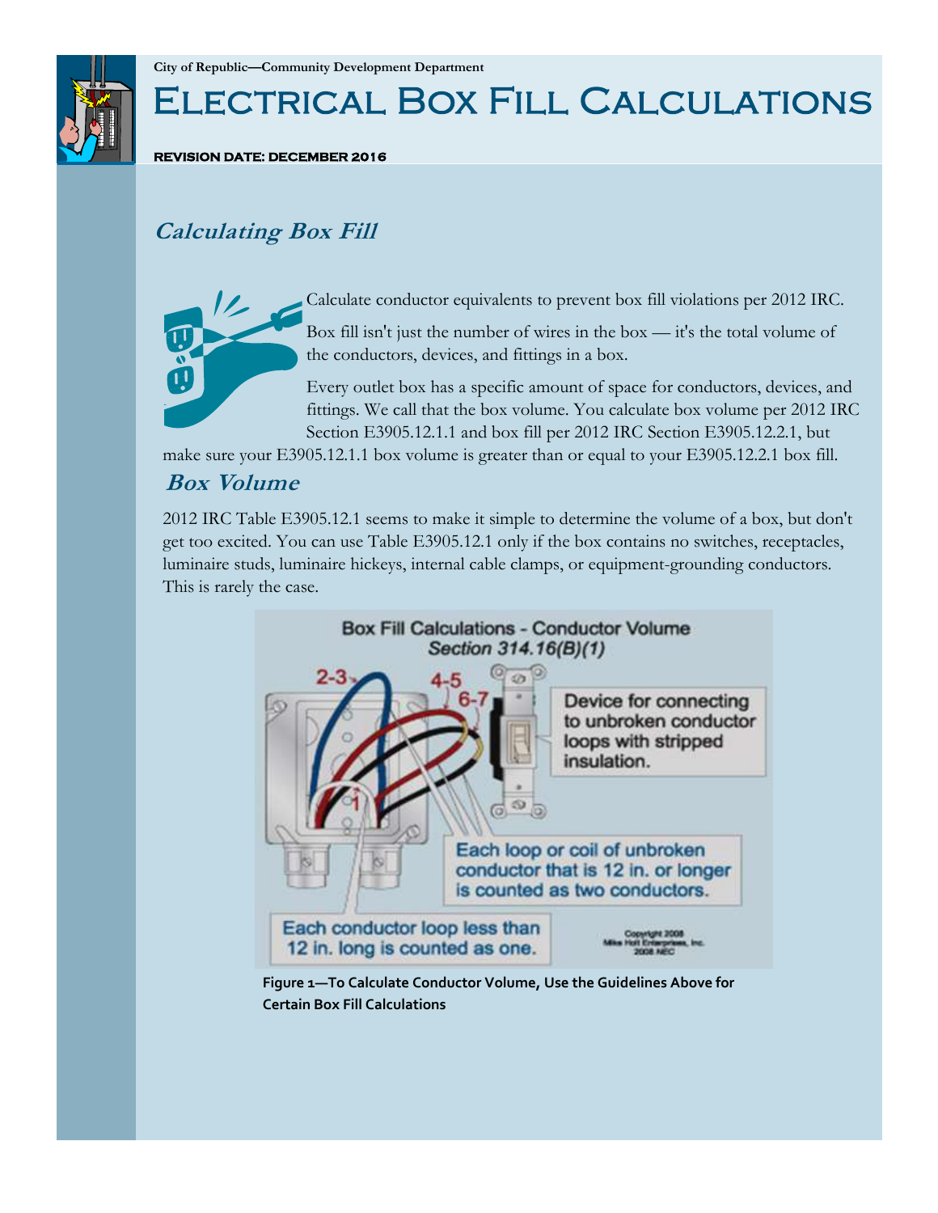City of Republic—Community Development Department

# Electrical Box Fill Calculations

REVISION DATE: DECEMBER 2016

## *Calculating Box Fill*

Calculate conductor equivalents to prevent box fill violations per 2012 IRC.

Box fill isn't just the number of wires in the box — it's the total volume of the conductors, devices, and fittings in a box.

Every outlet box has a specific amount of space for conductors, devices, and fittings. We call that the box volume. You calculate box volume per 2012 IRC Section E3905.12.1.1 and box fill per 2012 IRC Section E3905.12.2.1, but make sure your E3905.12.1.1 box volume is greater than or equal to your E3905.12.2.1 box fill.

## *Box Volume*

2012 IRC Table E3905.12.1 seems to make it simple to determine the volume of a box, but don't get too excited. You can use Table E3905.12.1 only if the box contains no switches, receptacles, luminaire studs, luminaire hickeys, internal cable clamps, or equipment-grounding conductors. This is rarely the case.

Box Fill Calculations - Conductor Volume
Section 314.16(B)(1)

2-3
4-5
6-7
1

Device for connecting to unbroken conductor loops with stripped insulation.

Each loop or coil of unbroken conductor that is 12 in. or longer is counted as two conductors.

Each conductor loop less than 12 in. long is counted as one.

Copyright 2008
Mike Holt Enterprises, Inc.
2008 NEC

**Figure 1—To Calculate Conductor Volume, Use the Guidelines Above for Certain Box Fill Calculations**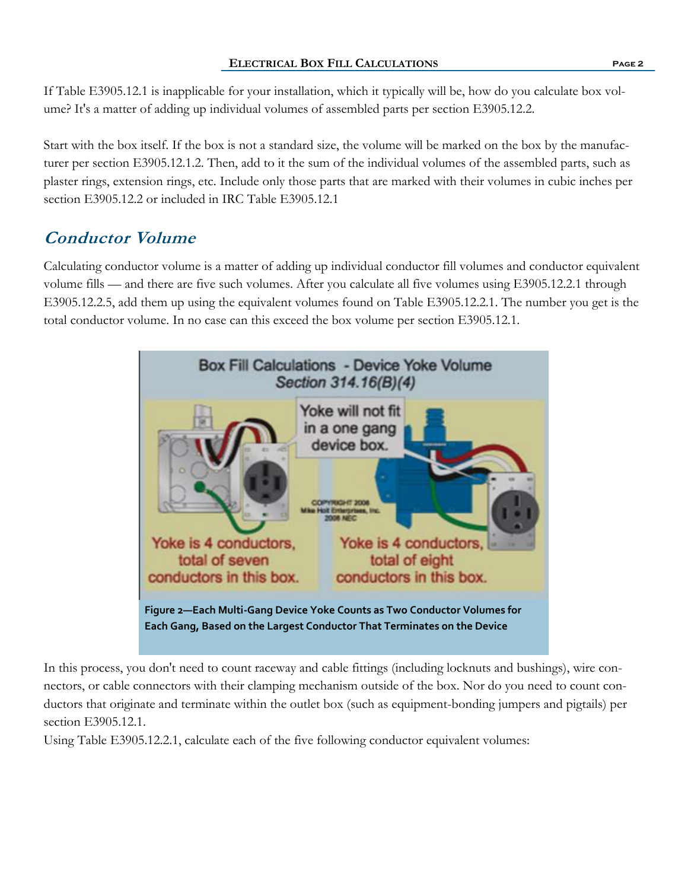If Table E3905.12.1 is inapplicable for your installation, which it typically will be, how do you calculate box volume? It's a matter of adding up individual volumes of assembled parts per section E3905.12.2.

Start with the box itself. If the box is not a standard size, the volume will be marked on the box by the manufacturer per section E3905.12.1.2. Then, add to it the sum of the individual volumes of the assembled parts, such as plaster rings, extension rings, etc. Include only those parts that are marked with their volumes in cubic inches per section E3905.12.2 or included in IRC Table E3905.12.1

## *Conductor Volume*

Calculating conductor volume is a matter of adding up individual conductor fill volumes and conductor equivalent volume fills — and there are five such volumes. After you calculate all five volumes using E3905.12.2.1 through E3905.12.2.5, add them up using the equivalent volumes found on Table E3905.12.2.1. The number you get is the total conductor volume. In no case can this exceed the box volume per section E3905.12.1.

**Figure 2—Each Multi-Gang Device Yoke Counts as Two Conductor Volumes for Each Gang, Based on the Largest Conductor That Terminates on the Device**

In this process, you don't need to count raceway and cable fittings (including locknuts and bushings), wire connectors, or cable connectors with their clamping mechanism outside of the box. Nor do you need to count conductors that originate and terminate within the outlet box (such as equipment-bonding jumpers and pigtails) per section E3905.12.1.

Using Table E3905.12.2.1, calculate each of the five following conductor equivalent volumes: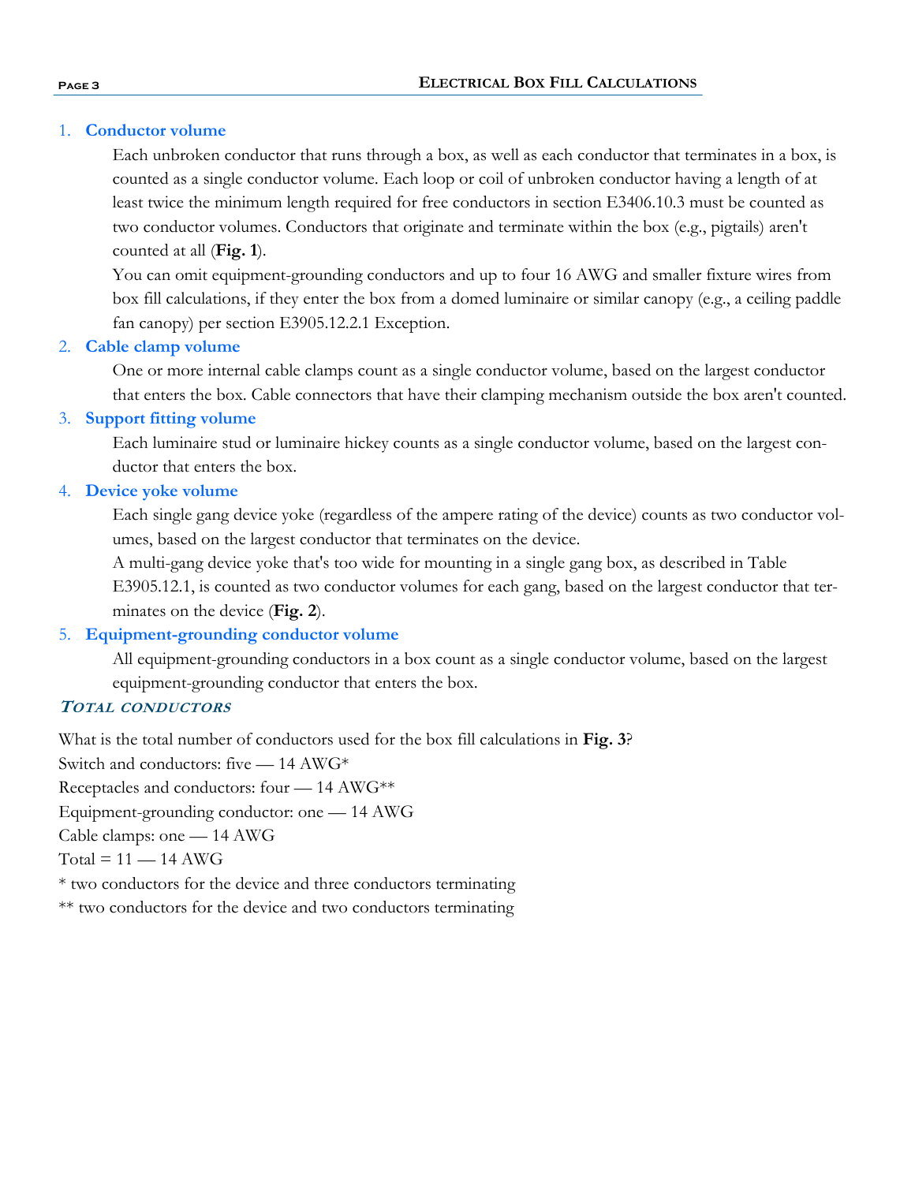1. **Conductor volume**

   Each unbroken conductor that runs through a box, as well as each conductor that terminates in a box, is counted as a single conductor volume. Each loop or coil of unbroken conductor having a length of at least twice the minimum length required for free conductors in section E3406.10.3 must be counted as two conductor volumes. Conductors that originate and terminate within the box (e.g., pigtails) aren't counted at all (**Fig. 1**).

   You can omit equipment-grounding conductors and up to four 16 AWG and smaller fixture wires from box fill calculations, if they enter the box from a domed luminaire or similar canopy (e.g., a ceiling paddle fan canopy) per section E3905.12.2.1 Exception.

2. **Cable clamp volume**

   One or more internal cable clamps count as a single conductor volume, based on the largest conductor that enters the box. Cable connectors that have their clamping mechanism outside the box aren't counted.

3. **Support fitting volume**

   Each luminaire stud or luminaire hickey counts as a single conductor volume, based on the largest conductor that enters the box.

4. **Device yoke volume**

   Each single gang device yoke (regardless of the ampere rating of the device) counts as two conductor volumes, based on the largest conductor that terminates on the device.

   A multi-gang device yoke that's too wide for mounting in a single gang box, as described in Table E3905.12.1, is counted as two conductor volumes for each gang, based on the largest conductor that terminates on the device (**Fig. 2**).

5. **Equipment-grounding conductor volume**

   All equipment-grounding conductors in a box count as a single conductor volume, based on the largest equipment-grounding conductor that enters the box.

### *Total conductors*

What is the total number of conductors used for the box fill calculations in **Fig. 3**?

Switch and conductors: five — 14 AWG*

Receptacles and conductors: four — 14 AWG**

Equipment-grounding conductor: one — 14 AWG

Cable clamps: one — 14 AWG

Total = 11 — 14 AWG

* two conductors for the device and three conductors terminating

** two conductors for the device and two conductors terminating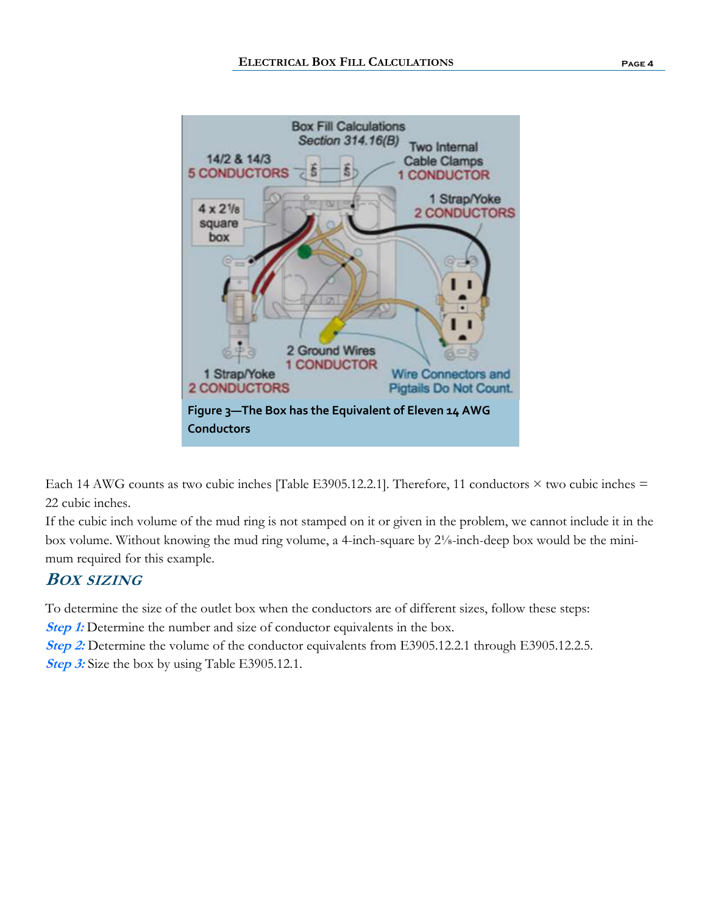Figure 3—The Box has the Equivalent of Eleven 14 AWG Conductors

Each 14 AWG counts as two cubic inches [Table E3905.12.2.1]. Therefore, 11 conductors × two cubic inches = 22 cubic inches.

If the cubic inch volume of the mud ring is not stamped on it or given in the problem, we cannot include it in the box volume. Without knowing the mud ring volume, a 4-inch-square by 2⅛-inch-deep box would be the minimum required for this example.

## Box sizing

To determine the size of the outlet box when the conductors are of different sizes, follow these steps:

***Step 1:*** Determine the number and size of conductor equivalents in the box.

***Step 2:*** Determine the volume of the conductor equivalents from E3905.12.2.1 through E3905.12.2.5.

***Step 3:*** Size the box by using Table E3905.12.1.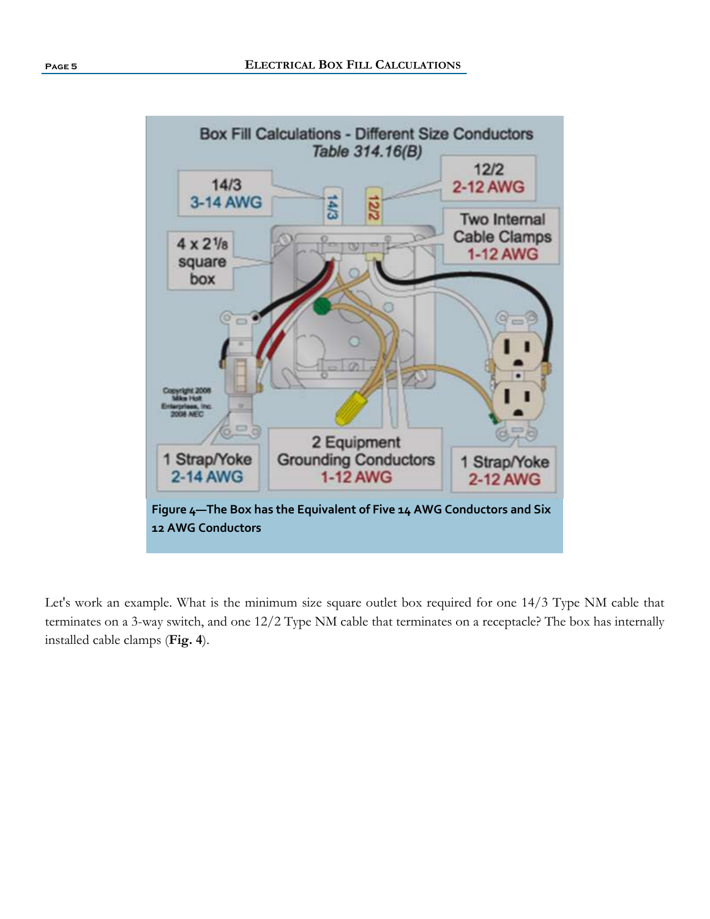Figure 4—The Box has the Equivalent of Five 14 AWG Conductors and Six 12 AWG Conductors

Let's work an example. What is the minimum size square outlet box required for one 14/3 Type NM cable that terminates on a 3-way switch, and one 12/2 Type NM cable that terminates on a receptacle? The box has internally installed cable clamps (**Fig. 4**).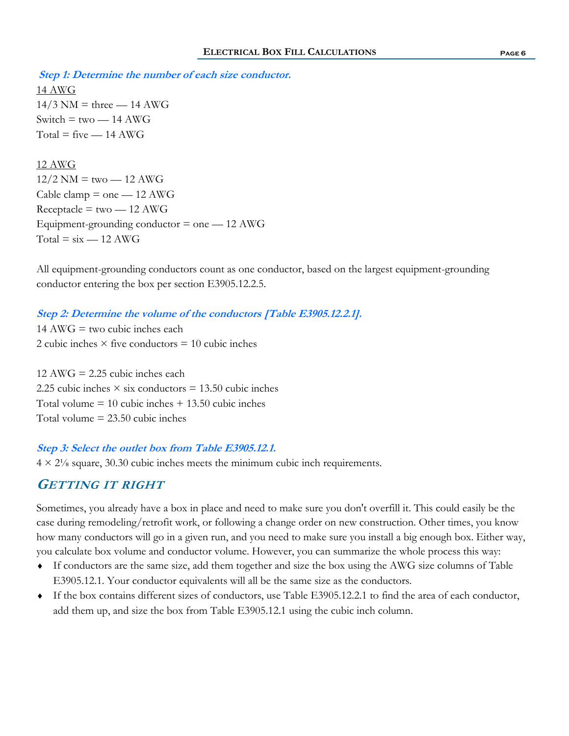***Step 1: Determine the number of each size conductor.***

14 AWG
14/3 NM = three — 14 AWG
Switch = two — 14 AWG
Total = five — 14 AWG

12 AWG
12/2 NM = two — 12 AWG
Cable clamp = one — 12 AWG
Receptacle = two — 12 AWG
Equipment-grounding conductor = one — 12 AWG
Total = six — 12 AWG

All equipment-grounding conductors count as one conductor, based on the largest equipment-grounding conductor entering the box per section E3905.12.2.5.

***Step 2: Determine the volume of the conductors [Table E3905.12.2.1].***

14 AWG = two cubic inches each
2 cubic inches × five conductors = 10 cubic inches

12 AWG = 2.25 cubic inches each
2.25 cubic inches × six conductors = 13.50 cubic inches
Total volume = 10 cubic inches + 13.50 cubic inches
Total volume = 23.50 cubic inches

***Step 3: Select the outlet box from Table E3905.12.1.***

4 × 2⅛ square, 30.30 cubic inches meets the minimum cubic inch requirements.

## *GETTING IT RIGHT*

Sometimes, you already have a box in place and need to make sure you don't overfill it. This could easily be the case during remodeling/retrofit work, or following a change order on new construction. Other times, you know how many conductors will go in a given run, and you need to make sure you install a big enough box. Either way, you calculate box volume and conductor volume. However, you can summarize the whole process this way:

- If conductors are the same size, add them together and size the box using the AWG size columns of Table E3905.12.1. Your conductor equivalents will all be the same size as the conductors.
- If the box contains different sizes of conductors, use Table E3905.12.2.1 to find the area of each conductor, add them up, and size the box from Table E3905.12.1 using the cubic inch column.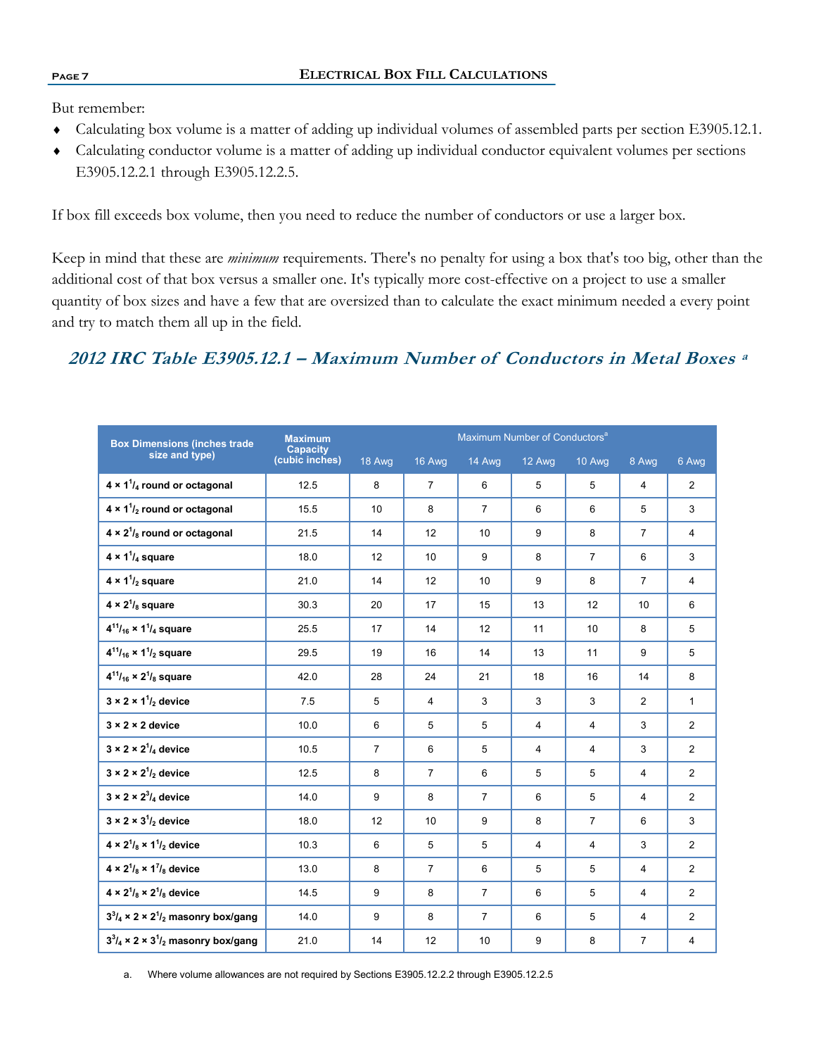But remember:

- Calculating box volume is a matter of adding up individual volumes of assembled parts per section E3905.12.1.
- Calculating conductor volume is a matter of adding up individual conductor equivalent volumes per sections E3905.12.2.1 through E3905.12.2.5.

If box fill exceeds box volume, then you need to reduce the number of conductors or use a larger box.

Keep in mind that these are *minimum* requirements. There's no penalty for using a box that's too big, other than the additional cost of that box versus a smaller one. It's typically more cost-effective on a project to use a smaller quantity of box sizes and have a few that are oversized than to calculate the exact minimum needed a every point and try to match them all up in the field.

## *2012 IRC Table E3905.12.1 – Maximum Number of Conductors in Metal Boxes [a]*

| Box Dimensions (inches trade size and type) | Maximum Capacity (cubic inches) | Maximum Number of Conductors[a] | | | | | | |
|---|---|---|---|---|---|---|---|---|
| | | 18 Awg | 16 Awg | 14 Awg | 12 Awg | 10 Awg | 8 Awg | 6 Awg |
| **4 × 1 1/4 round or octagonal** | 12.5 | 8 | 7 | 6 | 5 | 5 | 4 | 2 |
| **4 × 1 1/2 round or octagonal** | 15.5 | 10 | 8 | 7 | 6 | 6 | 5 | 3 |
| **4 × 2 1/8 round or octagonal** | 21.5 | 14 | 12 | 10 | 9 | 8 | 7 | 4 |
| **4 × 1 1/4 square** | 18.0 | 12 | 10 | 9 | 8 | 7 | 6 | 3 |
| **4 × 1 1/2 square** | 21.0 | 14 | 12 | 10 | 9 | 8 | 7 | 4 |
| **4 × 2 1/8 square** | 30.3 | 20 | 17 | 15 | 13 | 12 | 10 | 6 |
| **4 11/16 × 1 1/4 square** | 25.5 | 17 | 14 | 12 | 11 | 10 | 8 | 5 |
| **4 11/16 × 1 1/2 square** | 29.5 | 19 | 16 | 14 | 13 | 11 | 9 | 5 |
| **4 11/16 × 2 1/8 square** | 42.0 | 28 | 24 | 21 | 18 | 16 | 14 | 8 |
| **3 × 2 × 1 1/2 device** | 7.5 | 5 | 4 | 3 | 3 | 3 | 2 | 1 |
| **3 × 2 × 2 device** | 10.0 | 6 | 5 | 5 | 4 | 4 | 3 | 2 |
| **3 × 2 × 2 1/4 device** | 10.5 | 7 | 6 | 5 | 4 | 4 | 3 | 2 |
| **3 × 2 × 2 1/2 device** | 12.5 | 8 | 7 | 6 | 5 | 5 | 4 | 2 |
| **3 × 2 × 2 3/4 device** | 14.0 | 9 | 8 | 7 | 6 | 5 | 4 | 2 |
| **3 × 2 × 3 1/2 device** | 18.0 | 12 | 10 | 9 | 8 | 7 | 6 | 3 |
| **4 × 2 1/8 × 1 1/2 device** | 10.3 | 6 | 5 | 5 | 4 | 4 | 3 | 2 |
| **4 × 2 1/8 × 1 7/8 device** | 13.0 | 8 | 7 | 6 | 5 | 5 | 4 | 2 |
| **4 × 2 1/8 × 2 1/8 device** | 14.5 | 9 | 8 | 7 | 6 | 5 | 4 | 2 |
| **3 3/4 × 2 × 2 1/2 masonry box/gang** | 14.0 | 9 | 8 | 7 | 6 | 5 | 4 | 2 |
| **3 3/4 × 2 × 3 1/2 masonry box/gang** | 21.0 | 14 | 12 | 10 | 9 | 8 | 7 | 4 |

a. Where volume allowances are not required by Sections E3905.12.2.2 through E3905.12.2.5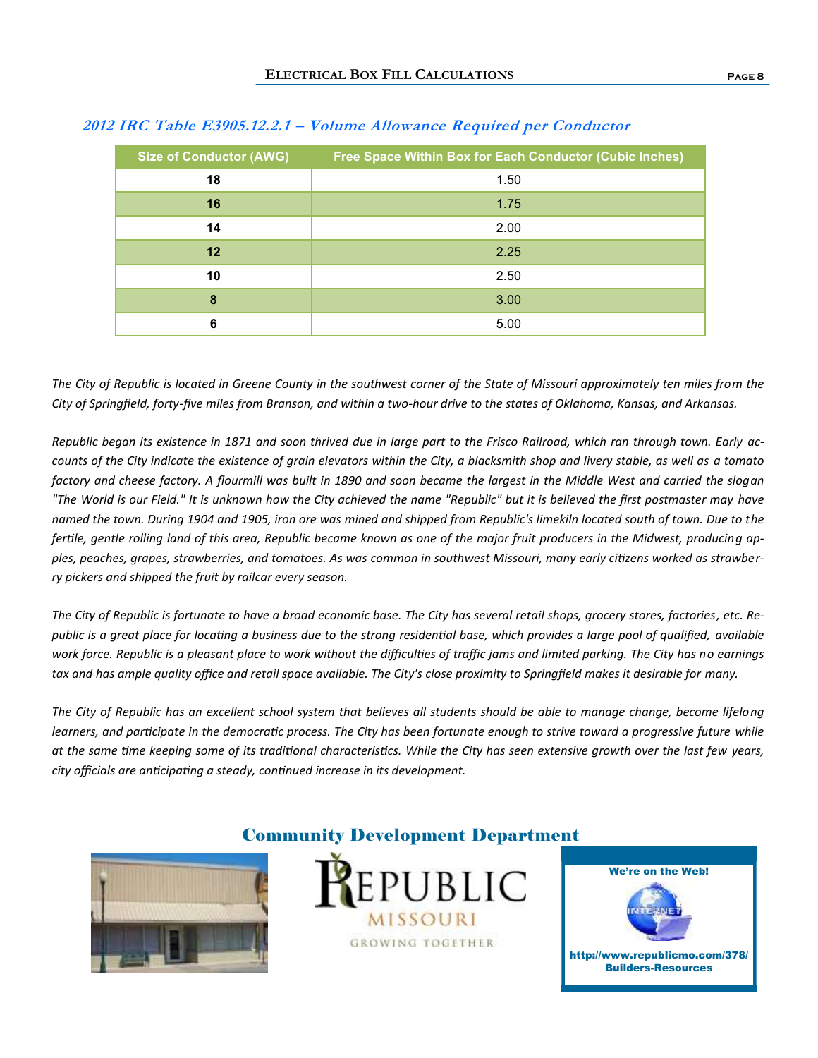## *2012 IRC Table E3905.12.2.1 – Volume Allowance Required per Conductor*

| Size of Conductor (AWG) | Free Space Within Box for Each Conductor (Cubic Inches) |
|---|---|
| **18** | 1.50 |
| **16** | 1.75 |
| **14** | 2.00 |
| **12** | 2.25 |
| **10** | 2.50 |
| **8** | 3.00 |
| **6** | 5.00 |

*The City of Republic is located in Greene County in the southwest corner of the State of Missouri approximately ten miles from the City of Springfield, forty-five miles from Branson, and within a two-hour drive to the states of Oklahoma, Kansas, and Arkansas.*

*Republic began its existence in 1871 and soon thrived due in large part to the Frisco Railroad, which ran through town. Early accounts of the City indicate the existence of grain elevators within the City, a blacksmith shop and livery stable, as well as a tomato factory and cheese factory. A flourmill was built in 1890 and soon became the largest in the Middle West and carried the slogan "The World is our Field." It is unknown how the City achieved the name "Republic" but it is believed the first postmaster may have named the town. During 1904 and 1905, iron ore was mined and shipped from Republic's limekiln located south of town. Due to the fertile, gentle rolling land of this area, Republic became known as one of the major fruit producers in the Midwest, producing apples, peaches, grapes, strawberries, and tomatoes. As was common in southwest Missouri, many early citizens worked as strawberry pickers and shipped the fruit by railcar every season.*

*The City of Republic is fortunate to have a broad economic base. The City has several retail shops, grocery stores, factories, etc. Republic is a great place for locating a business due to the strong residential base, which provides a large pool of qualified, available work force. Republic is a pleasant place to work without the difficulties of traffic jams and limited parking. The City has no earnings tax and has ample quality office and retail space available. The City's close proximity to Springfield makes it desirable for many.*

*The City of Republic has an excellent school system that believes all students should be able to manage change, become lifelong learners, and participate in the democratic process. The City has been fortunate enough to strive toward a progressive future while at the same time keeping some of its traditional characteristics. While the City has seen extensive growth over the last few years, city officials are anticipating a steady, continued increase in its development.*

## Community Development Department

REPUBLIC
MISSOURI
GROWING TOGETHER

**We're on the Web!**

**http://www.republicmo.com/378/Builders-Resources**